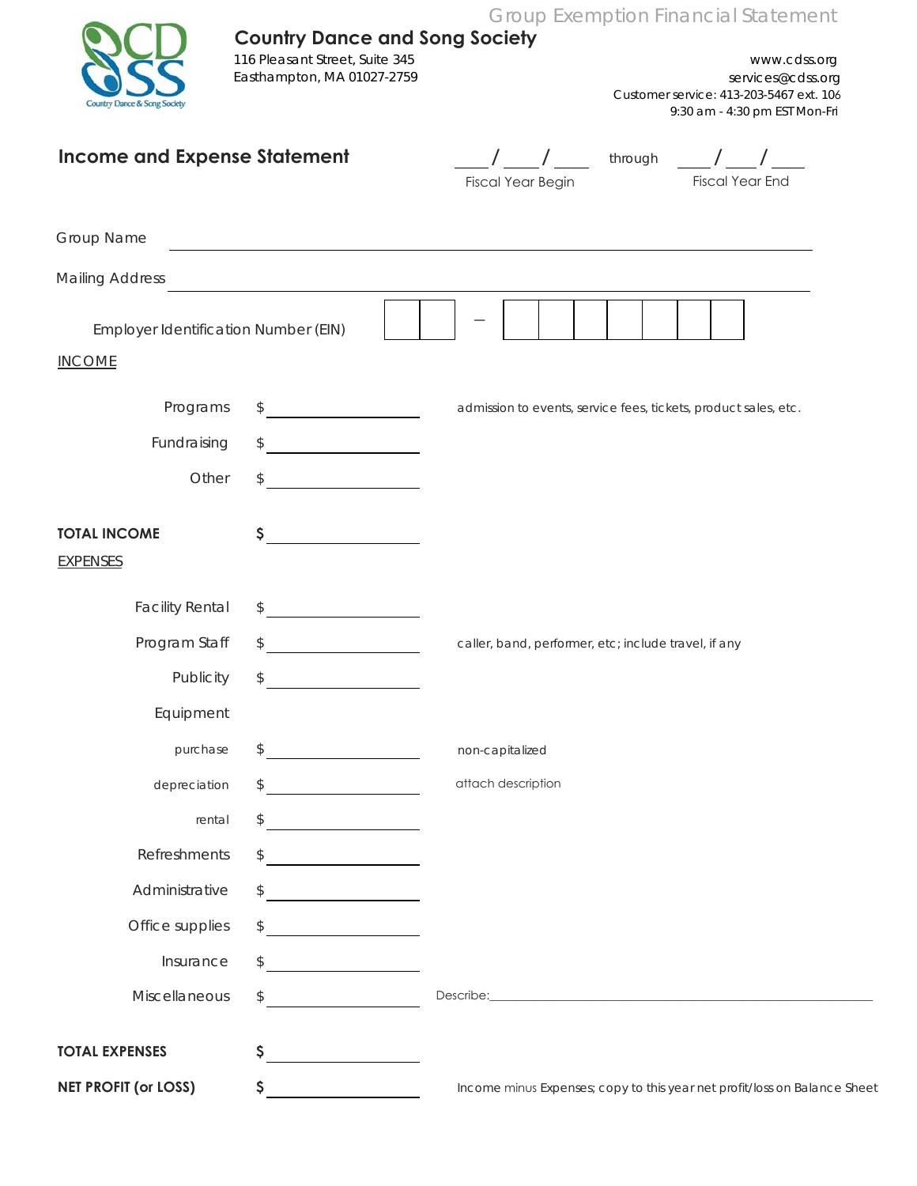Group Exemption Financial Statement

**Country Dance and Song Society**
116 Pleasant Street, Suite 345
Easthampton, MA 01027-2759

www.cdss.org
services@cdss.org
Customer service: 413-203-5467 ext. 106
9:30 am - 4:30 pm EST Mon-Fri

## Income and Expense Statement

\_\_\_\_/\_\_\_\_/\_\_\_\_ through \_\_\_\_/\_\_\_\_/\_\_\_\_
Fiscal Year Begin — Fiscal Year End

Group Name \_\_\_\_\_\_\_\_\_\_\_\_\_\_\_\_\_\_\_\_\_\_\_\_\_\_\_\_\_\_\_\_\_\_\_\_\_\_\_\_

Mailing Address \_\_\_\_\_\_\_\_\_\_\_\_\_\_\_\_\_\_\_\_\_\_\_\_\_\_\_\_\_\_\_\_\_\_\_\_\_\_\_\_

Employer Identification Number (EIN) [ ][ ] – [ ][ ][ ][ ][ ][ ][ ]

**INCOME**

| | | |
|---|---|---|
| Programs | $ \_\_\_\_\_\_\_\_\_\_ | admission to events, service fees, tickets, product sales, etc. |
| Fundraising | $ \_\_\_\_\_\_\_\_\_\_ | |
| Other | $ \_\_\_\_\_\_\_\_\_\_ | |
| **TOTAL INCOME** | **$** \_\_\_\_\_\_\_\_\_\_ | |

**EXPENSES**

| | | |
|---|---|---|
| Facility Rental | $ \_\_\_\_\_\_\_\_\_\_ | |
| Program Staff | $ \_\_\_\_\_\_\_\_\_\_ | caller, band, performer, etc; include travel, if any |
| Publicity | $ \_\_\_\_\_\_\_\_\_\_ | |
| Equipment | | |
| purchase | $ \_\_\_\_\_\_\_\_\_\_ | non-capitalized |
| depreciation | $ \_\_\_\_\_\_\_\_\_\_ | attach description |
| rental | $ \_\_\_\_\_\_\_\_\_\_ | |
| Refreshments | $ \_\_\_\_\_\_\_\_\_\_ | |
| Administrative | $ \_\_\_\_\_\_\_\_\_\_ | |
| Office supplies | $ \_\_\_\_\_\_\_\_\_\_ | |
| Insurance | $ \_\_\_\_\_\_\_\_\_\_ | |
| Miscellaneous | $ \_\_\_\_\_\_\_\_\_\_ | Describe: \_\_\_\_\_\_\_\_\_\_\_\_\_\_\_\_\_\_\_\_ |
| **TOTAL EXPENSES** | **$** \_\_\_\_\_\_\_\_\_\_ | |
| **NET PROFIT (or LOSS)** | **$** \_\_\_\_\_\_\_\_\_\_ | Income minus Expenses; copy to this year net profit/loss on Balance Sheet |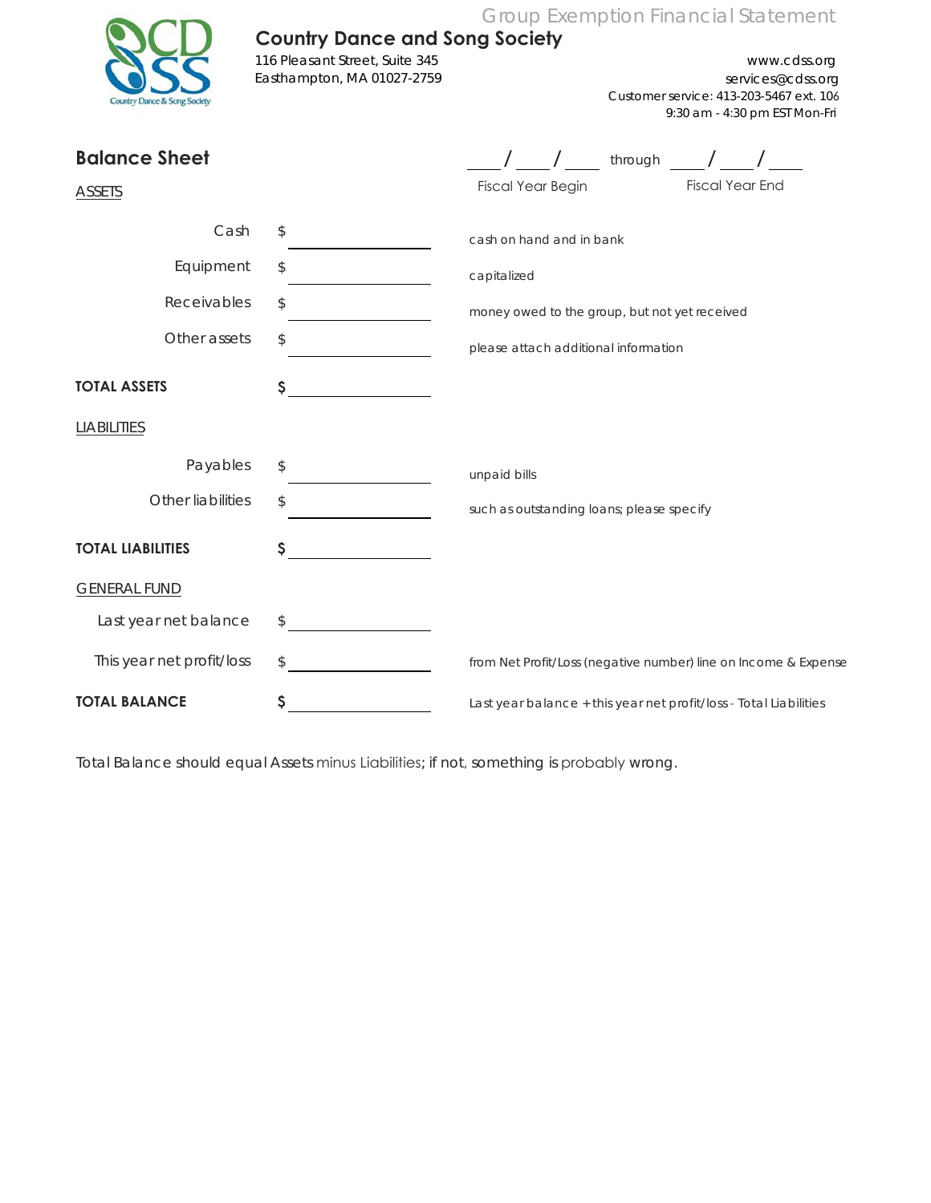Group Exemption Financial Statement

## Country Dance and Song Society

116 Pleasant Street, Suite 345
Easthampton, MA 01027-2759

www.cdss.org
services@cdss.org
Customer service: 413-203-5467 ext. 106
9:30 am - 4:30 pm EST Mon-Fri

## Balance Sheet

___ / ___ / ___ through ___ / ___ / ___

Fiscal Year Begin — Fiscal Year End

| | | |
|---|---|---|
| **ASSETS** | | |
| Cash | $ ________ | cash on hand and in bank |
| Equipment | $ ________ | capitalized |
| Receivables | $ ________ | money owed to the group, but not yet received |
| Other assets | $ ________ | please attach additional information |
| **TOTAL ASSETS** | **$** ________ | |
| **LIABILITIES** | | |
| Payables | $ ________ | unpaid bills |
| Other liabilities | $ ________ | such as outstanding loans; please specify |
| **TOTAL LIABILITIES** | **$** ________ | |
| **GENERAL FUND** | | |
| Last year net balance | $ ________ | |
| This year net profit/loss | $ ________ | from Net Profit/Loss (negative number) line on Income & Expense |
| **TOTAL BALANCE** | **$** ________ | Last year balance + this year net profit/loss - Total Liabilities |

Total Balance should equal Assets minus Liabilities; if not, something is probably wrong.